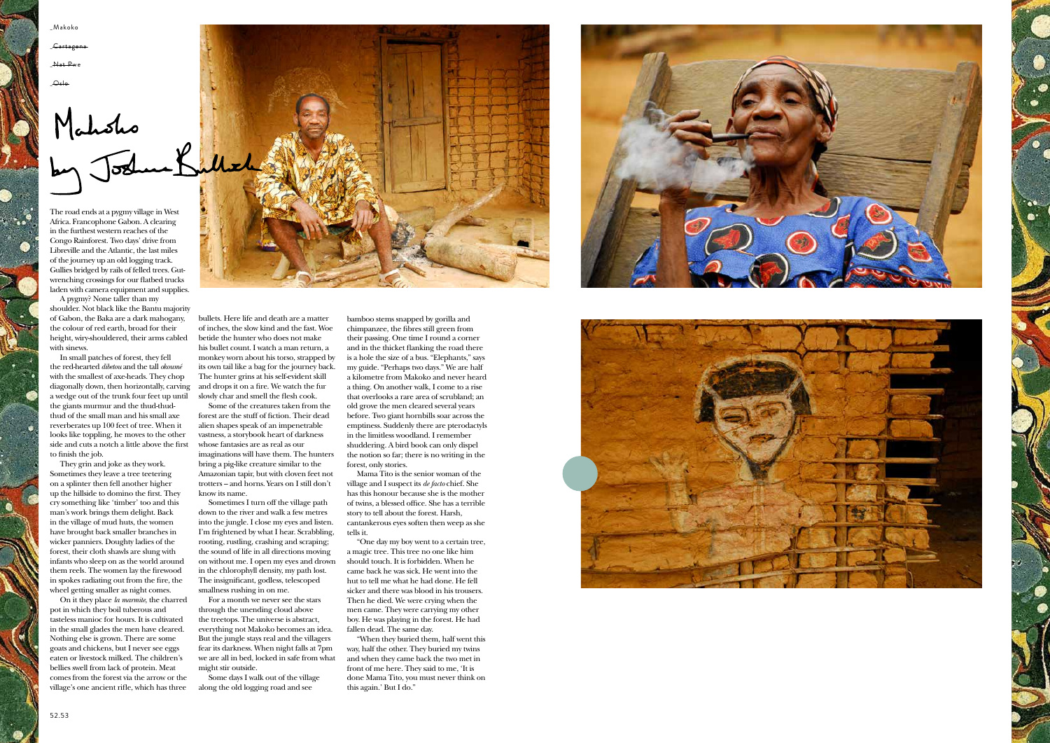_Makoko

~~_Cartagena~~

~~_Nat Pwe~~

~~_Oslo~~

# Makoko by Joshua Bullock

The road ends at a pygmy village in West Africa. Francophone Gabon. A clearing in the furthest western reaches of the Congo Rainforest. Two days' drive from Libreville and the Atlantic, the last miles of the journey up an old logging track. Gullies bridged by rails of felled trees. Gut-wrenching crossings for our flatbed trucks laden with camera equipment and supplies.

A pygmy? None taller than my shoulder. Not black like the Bantu majority of Gabon, the Baka are a dark mahogany, the colour of red earth, broad for their height, wiry-shouldered, their arms cabled with sinews.

In small patches of forest, they fell the red-hearted *dibetou* and the tall *okoumé* with the smallest of axe-heads. They chop diagonally down, then horizontally, carving a wedge out of the trunk four feet up until the giants murmur and the thud-thud-thud of the small man and his small axe reverberates up 100 feet of tree. When it looks like toppling, he moves to the other side and cuts a notch a little above the first to finish the job.

They grin and joke as they work. Sometimes they leave a tree teetering on a splinter then fell another higher up the hillside to domino the first. They cry something like 'timber' too and this man's work brings them delight. Back in the village of mud huts, the women have brought back smaller branches in wicker panniers. Doughty ladies of the forest, their cloth shawls are slung with infants who sleep on as the world around them reels. The women lay the firewood in spokes radiating out from the fire, the wheel getting smaller as night comes.

On it they place *la marmite*, the charred pot in which they boil tuberous and tasteless manioc for hours. It is cultivated in the small glades the men have cleared. Nothing else is grown. There are some goats and chickens, but I never see eggs eaten or livestock milked. The children's bellies swell from lack of protein. Meat comes from the forest via the arrow or the village's one ancient rifle, which has three bullets. Here life and death are a matter of inches, the slow kind and the fast. Woe betide the hunter who does not make his bullet count. I watch a man return, a monkey worn about his torso, strapped by its own tail like a bag for the journey back. The hunter grins at his self-evident skill and drops it on a fire. We watch the fur slowly char and smell the flesh cook.

Some of the creatures taken from the forest are the stuff of fiction. Their dead alien shapes speak of an impenetrable vastness, a storybook heart of darkness whose fantasies are as real as our imaginations will have them. The hunters bring a pig-like creature similar to the Amazonian tapir, but with cloven feet not trotters – and horns. Years on I still don't know its name.

Sometimes I turn off the village path down to the river and walk a few metres into the jungle. I close my eyes and listen. I'm frightened by what I hear. Scrabbling, rooting, rustling, crashing and scraping; the sound of life in all directions moving on without me. I open my eyes and drown in the chlorophyll density, my path lost. The insignificant, godless, telescoped smallness rushing in on me.

For a month we never see the stars through the unending cloud above the treetops. The universe is abstract, everything not Makoko becomes an idea. But the jungle stays real and the villagers fear its darkness. When night falls at 7pm we are all in bed, locked in safe from what might stir outside.

Some days I walk out of the village along the old logging road and see bamboo stems snapped by gorilla and chimpanzee, the fibres still green from their passing. One time I round a corner and in the thicket flanking the road there is a hole the size of a bus. "Elephants," says my guide. "Perhaps two days." We are half a kilometre from Makoko and never heard a thing. On another walk, I come to a rise that overlooks a rare area of scrubland; an old grove the men cleared several years before. Two giant hornbills soar across the emptiness. Suddenly there are pterodactyls in the limitless woodland. I remember shuddering. A bird book can only dispel the notion so far; there is no writing in the forest, only stories.

Mama Tito is the senior woman of the village and I suspect its *de facto* chief. She has this honour because she is the mother of twins, a blessed office. She has a terrible story to tell about the forest. Harsh, cantankerous eyes soften then weep as she tells it.

"One day my boy went to a certain tree, a magic tree. This tree no one like him should touch. It is forbidden. When he came back he was sick. He went into the hut to tell me what he had done. He fell sicker and there was blood in his trousers. Then he died. We were crying when the men came. They were carrying my other boy. He was playing in the forest. He had fallen dead. The same day.

"When they buried them, half went this way, half the other. They buried my twins and when they came back the two met in front of me here. They said to me, 'It is done Mama Tito, you must never think on this again.' But I do."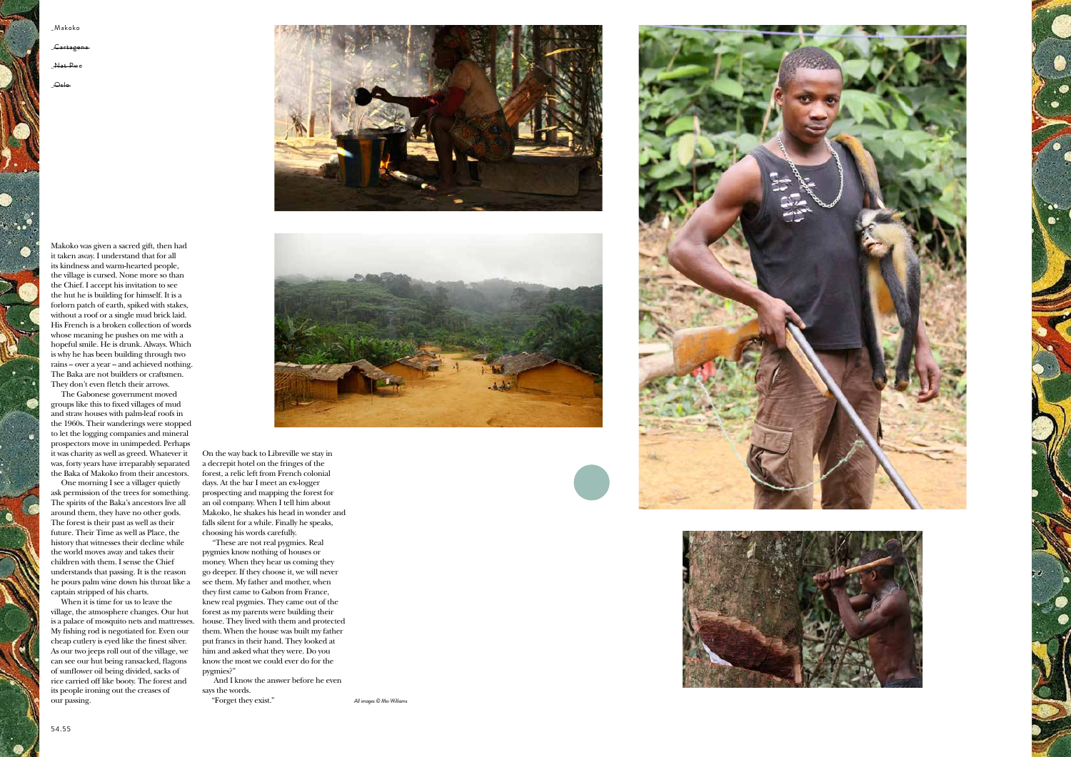Makoko was given a sacred gift, then had it taken away. I understand that for all its kindness and warm-hearted people, the village is cursed. None more so than the Chief. I accept his invitation to see the hut he is building for himself. It is a forlorn patch of earth, spiked with stakes, without a roof or a single mud brick laid. His French is a broken collection of words whose meaning he pushes on me with a hopeful smile. He is drunk. Always. Which is why he has been building through two rains – over a year – and achieved nothing. The Baka are not builders or craftsmen. They don't even fletch their arrows.

The Gabonese government moved groups like this to fixed villages of mud and straw houses with palm-leaf roofs in the 1960s. Their wanderings were stopped to let the logging companies and mineral prospectors move in unimpeded. Perhaps it was charity as well as greed. Whatever it was, forty years have irreparably separated the Baka of Makoko from their ancestors.

One morning I see a villager quietly ask permission of the trees for something. The spirits of the Baka's ancestors live all around them, they have no other gods. The forest is their past as well as their future. Their Time as well as Place, the history that witnesses their decline while the world moves away and takes their children with them. I sense the Chief understands that passing. It is the reason he pours palm wine down his throat like a captain stripped of his charts.

When it is time for us to leave the village, the atmosphere changes. Our hut is a palace of mosquito nets and mattresses. My fishing rod is negotiated for. Even our cheap cutlery is eyed like the finest silver. As our two jeeps roll out of the village, we can see our hut being ransacked, flagons of sunflower oil being divided, sacks of rice carried off like booty. The forest and its people ironing out the creases of our passing.

On the way back to Libreville we stay in a decrepit hotel on the fringes of the forest, a relic left from French colonial days. At the bar I meet an ex-logger prospecting and mapping the forest for an oil company. When I tell him about Makoko, he shakes his head in wonder and falls silent for a while. Finally he speaks, choosing his words carefully.

"These are not real pygmies. Real pygmies know nothing of houses or money. When they hear us coming they go deeper. If they choose it, we will never see them. My father and mother, when they first came to Gabon from France, knew real pygmies. They came out of the forest as my parents were building their house. They lived with them and protected them. When the house was built my father put francs in their hand. They looked at him and asked what they were. Do you know the most we could ever do for the pygmies?"

And I know the answer before he even says the words.

"Forget they exist."

*All images © Mei Williams*